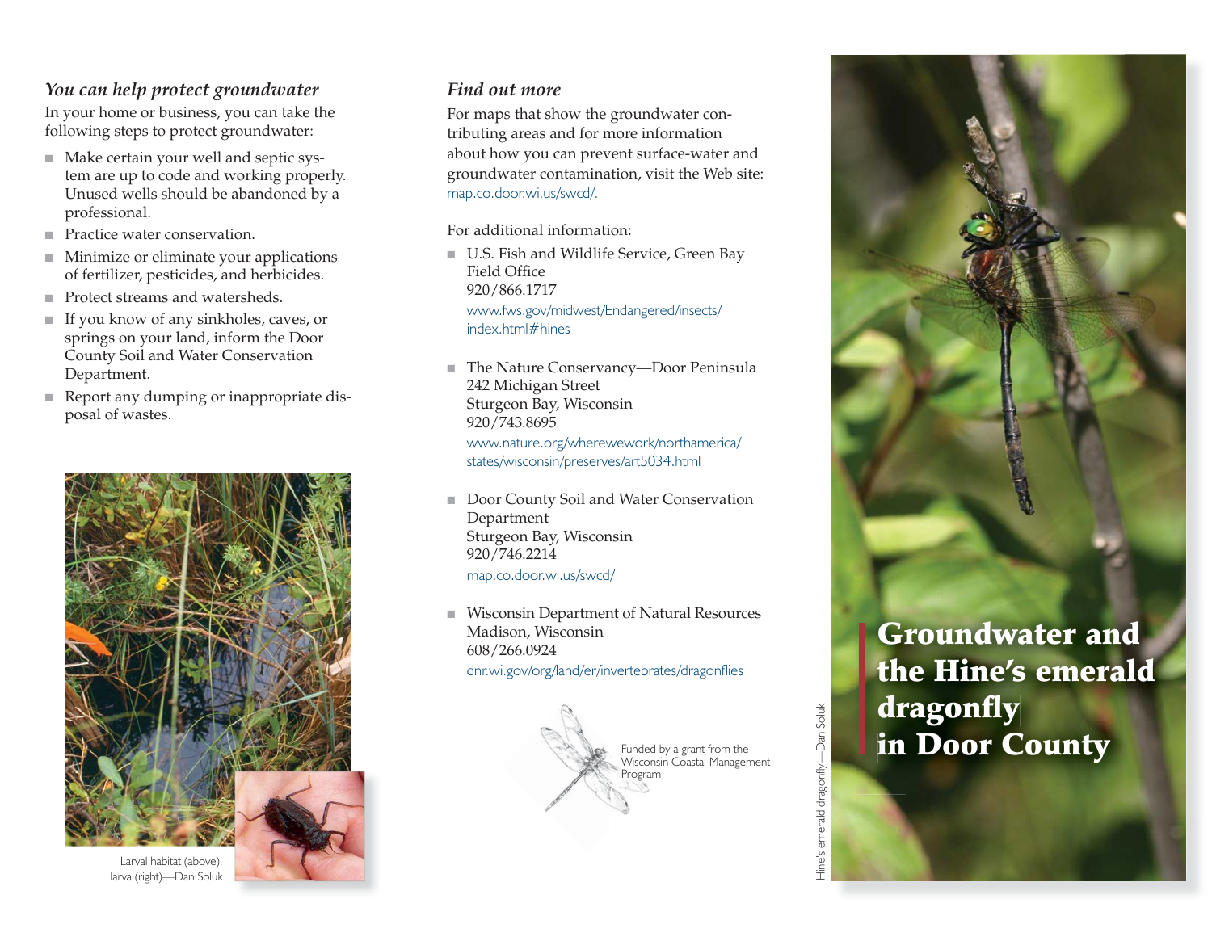## *You can help protect groundwater*

In your home or business, you can take the following steps to protect groundwater:

- Make certain your well and septic system are up to code and working properly. Unused wells should be abandoned by a professional.
- Practice water conservation.
- Minimize or eliminate your applications of fertilizer, pesticides, and herbicides.
- Protect streams and watersheds.
- If you know of any sinkholes, caves, or springs on your land, inform the Door County Soil and Water Conservation Department.
- Report any dumping or inappropriate disposal of wastes.

Larval habitat (above), larva (right)—Dan Soluk

## *Find out more*

For maps that show the groundwater contributing areas and for more information about how you can prevent surface-water and groundwater contamination, visit the Web site: map.co.door.wi.us/swcd/.

For additional information:

- U.S. Fish and Wildlife Service, Green Bay Field Office
  920/866.1717
  www.fws.gov/midwest/Endangered/insects/index.html#hines
- The Nature Conservancy—Door Peninsula
  242 Michigan Street
  Sturgeon Bay, Wisconsin
  920/743.8695
  www.nature.org/wherewework/northamerica/states/wisconsin/preserves/art5034.html
- Door County Soil and Water Conservation Department
  Sturgeon Bay, Wisconsin
  920/746.2214
  map.co.door.wi.us/swcd/
- Wisconsin Department of Natural Resources
  Madison, Wisconsin
  608/266.0924
  dnr.wi.gov/org/land/er/invertebrates/dragonflies

Funded by a grant from the Wisconsin Coastal Management Program

Hine's emerald dragonfly—Dan Soluk

# Groundwater and the Hine's emerald dragonfly in Door County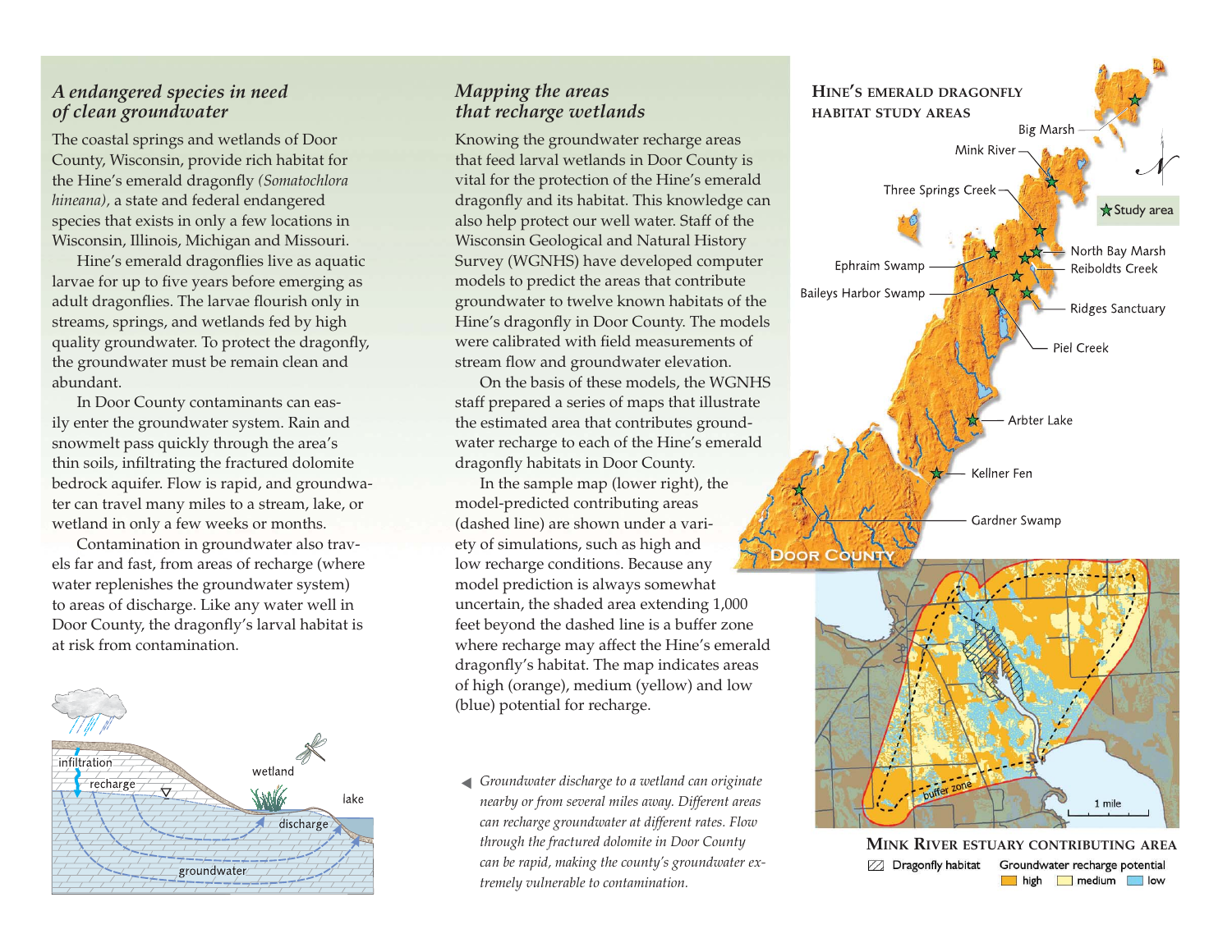## *A endangered species in need of clean groundwater*

The coastal springs and wetlands of Door County, Wisconsin, provide rich habitat for the Hine's emerald dragonfly *(Somatochlora hineana)*, a state and federal endangered species that exists in only a few locations in Wisconsin, Illinois, Michigan and Missouri.

Hine's emerald dragonflies live as aquatic larvae for up to five years before emerging as adult dragonflies. The larvae flourish only in streams, springs, and wetlands fed by high quality groundwater. To protect the dragonfly, the groundwater must be remain clean and abundant.

In Door County contaminants can easily enter the groundwater system. Rain and snowmelt pass quickly through the area's thin soils, infiltrating the fractured dolomite bedrock aquifer. Flow is rapid, and groundwater can travel many miles to a stream, lake, or wetland in only a few weeks or months.

Contamination in groundwater also travels far and fast, from areas of recharge (where water replenishes the groundwater system) to areas of discharge. Like any water well in Door County, the dragonfly's larval habitat is at risk from contamination.

infiltration
recharge
wetland
lake
discharge
groundwater

## *Mapping the areas that recharge wetlands*

Knowing the groundwater recharge areas that feed larval wetlands in Door County is vital for the protection of the Hine's emerald dragonfly and its habitat. This knowledge can also help protect our well water. Staff of the Wisconsin Geological and Natural History Survey (WGNHS) have developed computer models to predict the areas that contribute groundwater to twelve known habitats of the Hine's dragonfly in Door County. The models were calibrated with field measurements of stream flow and groundwater elevation.

On the basis of these models, the WGNHS staff prepared a series of maps that illustrate the estimated area that contributes groundwater recharge to each of the Hine's emerald dragonfly habitats in Door County.

In the sample map (lower right), the model-predicted contributing areas (dashed line) are shown under a variety of simulations, such as high and low recharge conditions. Because any model prediction is always somewhat uncertain, the shaded area extending 1,000 feet beyond the dashed line is a buffer zone where recharge may affect the Hine's emerald dragonfly's habitat. The map indicates areas of high (orange), medium (yellow) and low (blue) potential for recharge.

◀ *Groundwater discharge to a wetland can originate nearby or from several miles away. Different areas can recharge groundwater at different rates. Flow through the fractured dolomite in Door County can be rapid, making the county's groundwater extremely vulnerable to contamination.*

### Hine's emerald dragonfly habitat study areas

Big Marsh
Mink River
Three Springs Creek
Ephraim Swamp
Baileys Harbor Swamp
North Bay Marsh
Reiboldts Creek
Ridges Sanctuary
Piel Creek
Arbter Lake
Kellner Fen
Gardner Swamp
Study area
Door County

buffer zone
1 mile

### Mink River estuary contributing area

Dragonfly habitat
Groundwater recharge potential
high
medium
low